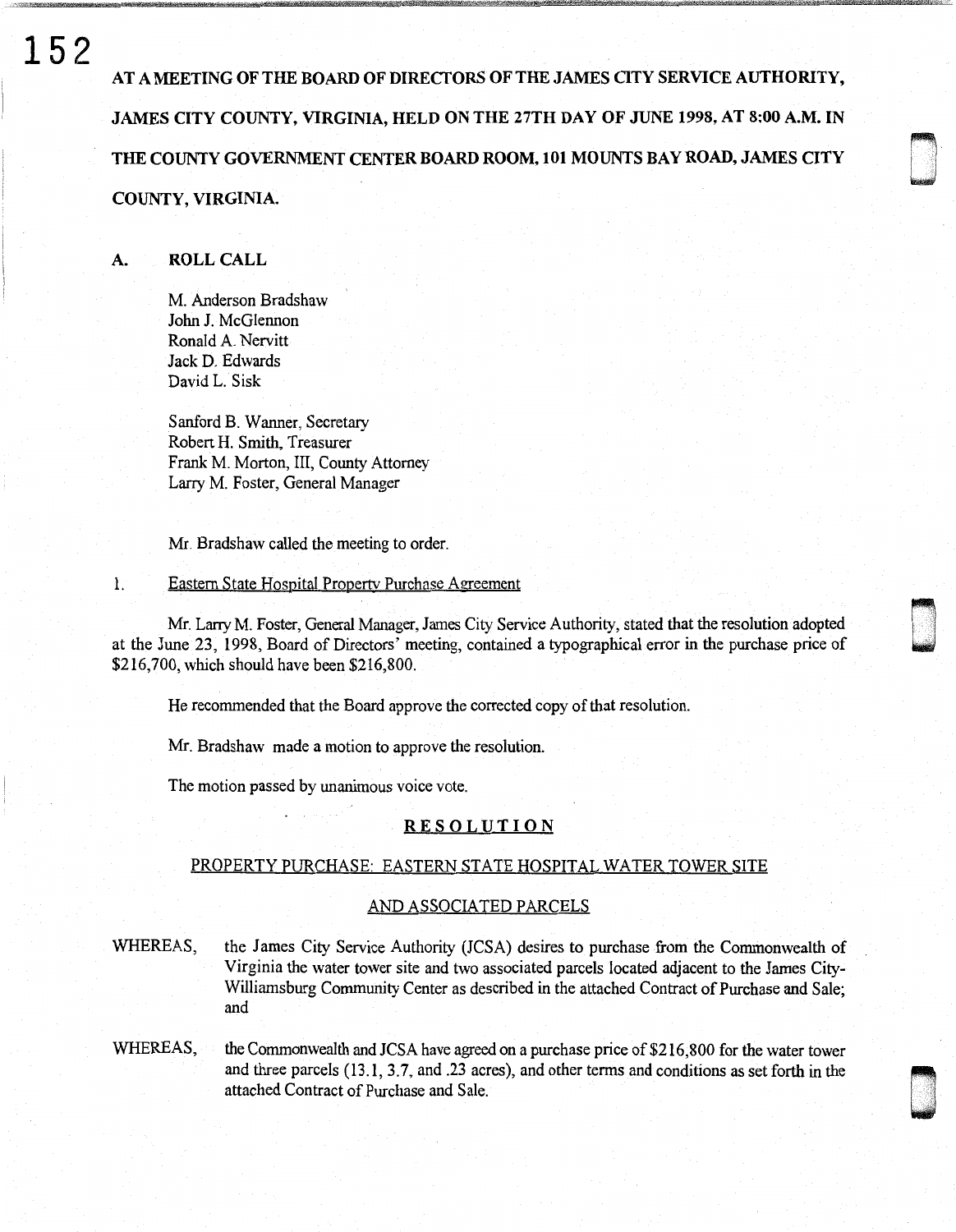AT A MEETING OF THE BOARD OF DIRECTORS OF THE JAMES CITY SERVICE AUTHORITY, JAMES CITY COUNTY, VIRGINIA, HELD ON THE 27TH DAY OF JUNE 1998, AT 8:00 A.M. IN THE COUNTY GOVERNMENT CENTER BOARD ROOM, 101 MOUNTS BAY ROAD, JAMES CITY COUNTY, VIRGINIA.

## A. ROLL CALL

M. Anderson Bradshaw
John J. McGlennon
Ronald A. Nervitt
Jack D. Edwards
David L. Sisk

Sanford B. Wanner, Secretary
Robert H. Smith, Treasurer
Frank M. Morton, III, County Attorney
Larry M. Foster, General Manager

Mr. Bradshaw called the meeting to order.

1. Eastern State Hospital Property Purchase Agreement

Mr. Larry M. Foster, General Manager, James City Service Authority, stated that the resolution adopted at the June 23, 1998, Board of Directors' meeting, contained a typographical error in the purchase price of $216,700, which should have been $216,800.

He recommended that the Board approve the corrected copy of that resolution.

Mr. Bradshaw made a motion to approve the resolution.

The motion passed by unanimous voice vote.

**RESOLUTION**

PROPERTY PURCHASE: EASTERN STATE HOSPITAL WATER TOWER SITE

AND ASSOCIATED PARCELS

WHEREAS, the James City Service Authority (JCSA) desires to purchase from the Commonwealth of Virginia the water tower site and two associated parcels located adjacent to the James City-Williamsburg Community Center as described in the attached Contract of Purchase and Sale; and

WHEREAS, the Commonwealth and JCSA have agreed on a purchase price of $216,800 for the water tower and three parcels (13.1, 3.7, and .23 acres), and other terms and conditions as set forth in the attached Contract of Purchase and Sale.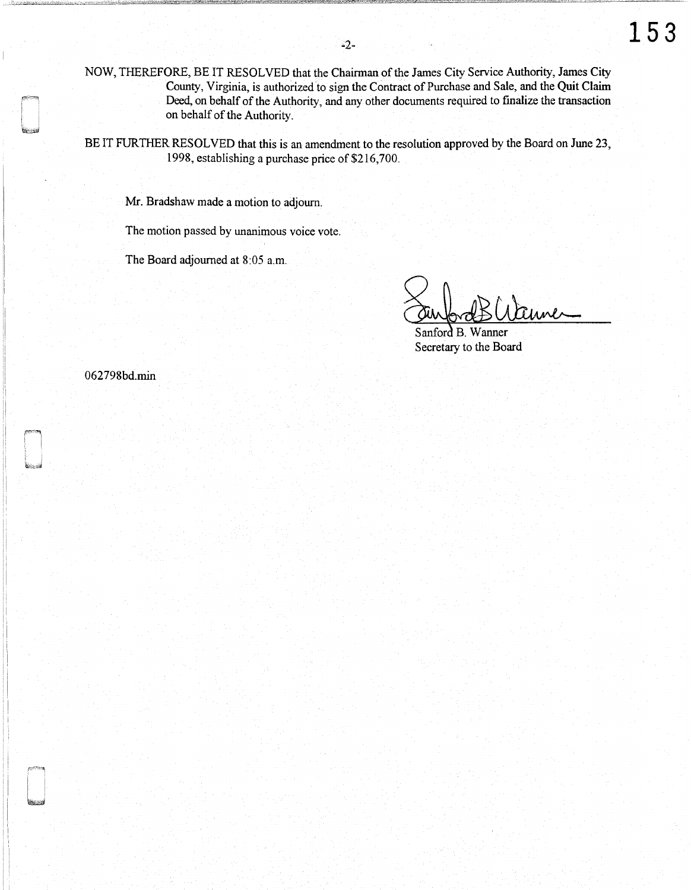NOW, THEREFORE, BE IT RESOLVED that the Chairman of the James City Service Authority, James City County, Virginia, is authorized to sign the Contract of Purchase and Sale, and the Quit Claim Deed, on behalf of the Authority, and any other documents required to finalize the transaction on behalf of the Authority.

BE IT FURTHER RESOLVED that this is an amendment to the resolution approved by the Board on June 23, 1998, establishing a purchase price of $216,700.

Mr. Bradshaw made a motion to adjourn.

The motion passed by unanimous voice vote.

The Board adjourned at 8:05 a.m.

Sanford B. Wanner
Secretary to the Board

062798bd.min